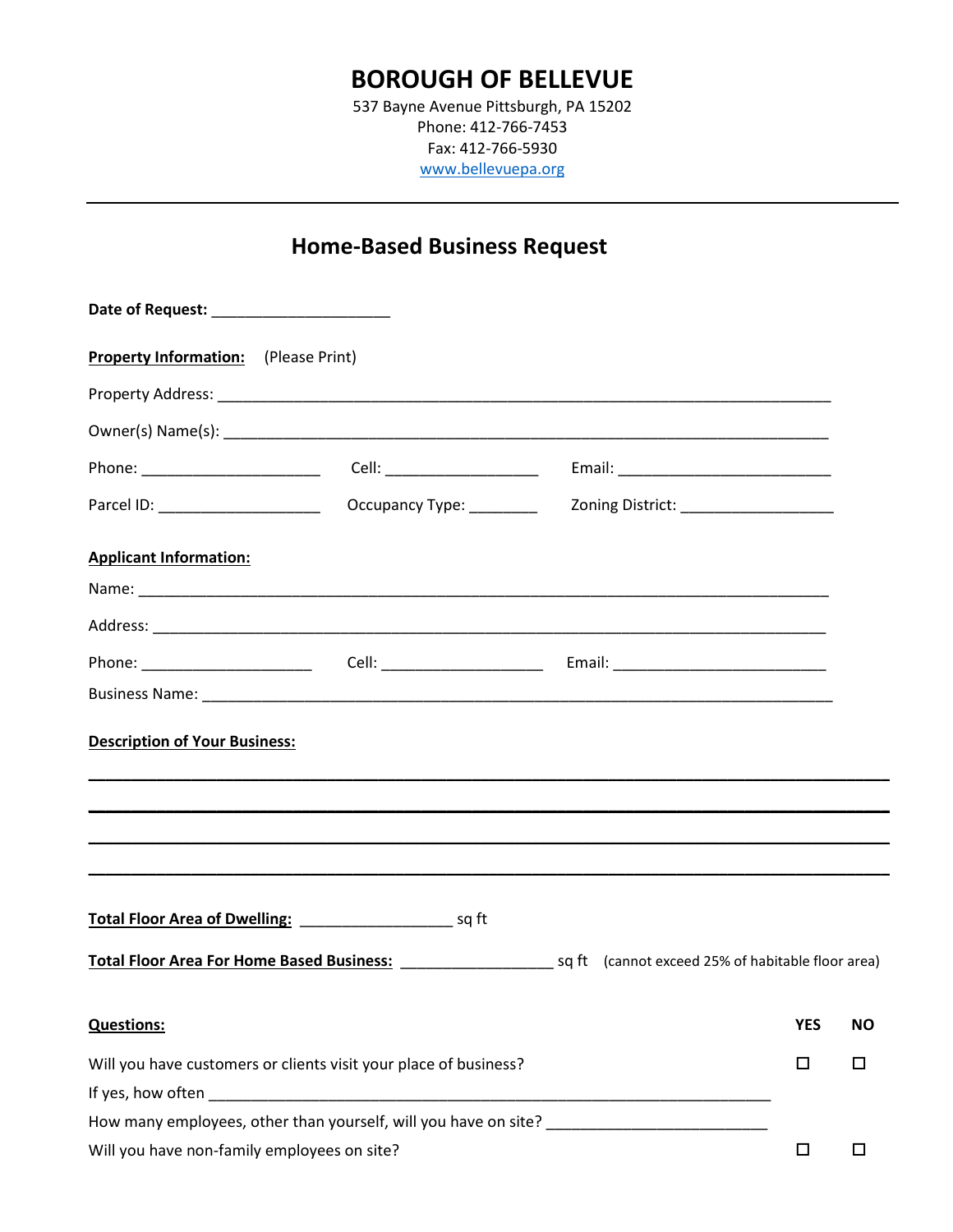# BOROUGH OF BELLEVUE

537 Bayne Avenue Pittsburgh, PA 15202
Phone: 412-766-7453
Fax: 412-766-5930
www.bellevuepa.org

---

## Home-Based Business Request

**Date of Request:** ____________________

**Property Information:** (Please Print)

Property Address: ______________________________________________________________________

Owner(s) Name(s): ______________________________________________________________________

Phone: ____________________ Cell: __________________ Email: ________________________

Parcel ID: __________________ Occupancy Type: ________ Zoning District: __________________

**Applicant Information:**

Name: ______________________________________________________________________________

Address: ____________________________________________________________________________

Phone: ___________________ Cell: ___________________ Email: ________________________

Business Name: ______________________________________________________________________

**Description of Your Business:**

______________________________________________________________________________________

______________________________________________________________________________________

______________________________________________________________________________________

______________________________________________________________________________________

**Total Floor Area of Dwelling:** _________________ sq ft

**Total Floor Area For Home Based Business:** _________________ sq ft (cannot exceed 25% of habitable floor area)

| **Questions:** | **YES** | **NO** |
|---|---|---|
| Will you have customers or clients visit your place of business? | ☐ | ☐ |
| If yes, how often _______________________________________________ | | |
| How many employees, other than yourself, will you have on site? _________________________ | | |
| Will you have non-family employees on site? | ☐ | ☐ |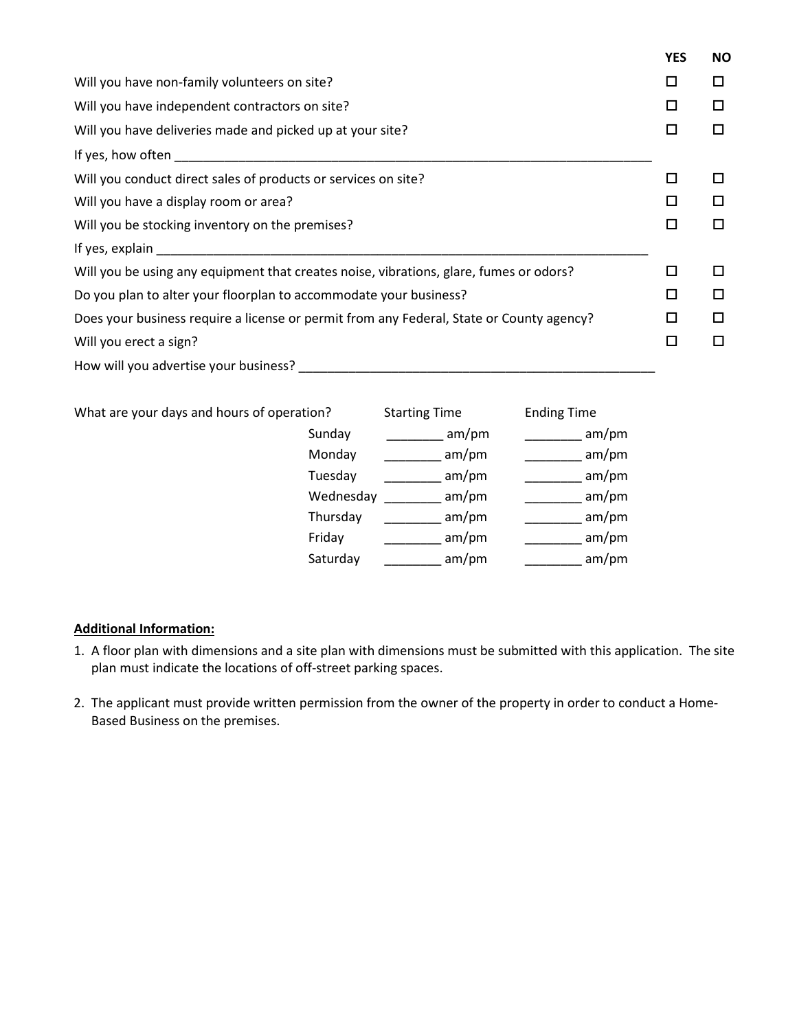| | YES | NO |
|---|---|---|
| Will you have non-family volunteers on site? | ☐ | ☐ |
| Will you have independent contractors on site? | ☐ | ☐ |
| Will you have deliveries made and picked up at your site? | ☐ | ☐ |
| If yes, how often ______________________________________________________________________ | | |
| Will you conduct direct sales of products or services on site? | ☐ | ☐ |
| Will you have a display room or area? | ☐ | ☐ |
| Will you be stocking inventory on the premises? | ☐ | ☐ |
| If yes, explain ______________________________________________________________________ | | |
| Will you be using any equipment that creates noise, vibrations, glare, fumes or odors? | ☐ | ☐ |
| Do you plan to alter your floorplan to accommodate your business? | ☐ | ☐ |
| Does your business require a license or permit from any Federal, State or County agency? | ☐ | ☐ |
| Will you erect a sign? | ☐ | ☐ |
| How will you advertise your business? ____________________________________________________ | | |

What are your days and hours of operation?

| | Starting Time | Ending Time |
|---|---|---|
| Sunday | ________ am/pm | ________ am/pm |
| Monday | ________ am/pm | ________ am/pm |
| Tuesday | ________ am/pm | ________ am/pm |
| Wednesday | ________ am/pm | ________ am/pm |
| Thursday | ________ am/pm | ________ am/pm |
| Friday | ________ am/pm | ________ am/pm |
| Saturday | ________ am/pm | ________ am/pm |

**Additional Information:**

1. A floor plan with dimensions and a site plan with dimensions must be submitted with this application. The site plan must indicate the locations of off-street parking spaces.
2. The applicant must provide written permission from the owner of the property in order to conduct a Home-Based Business on the premises.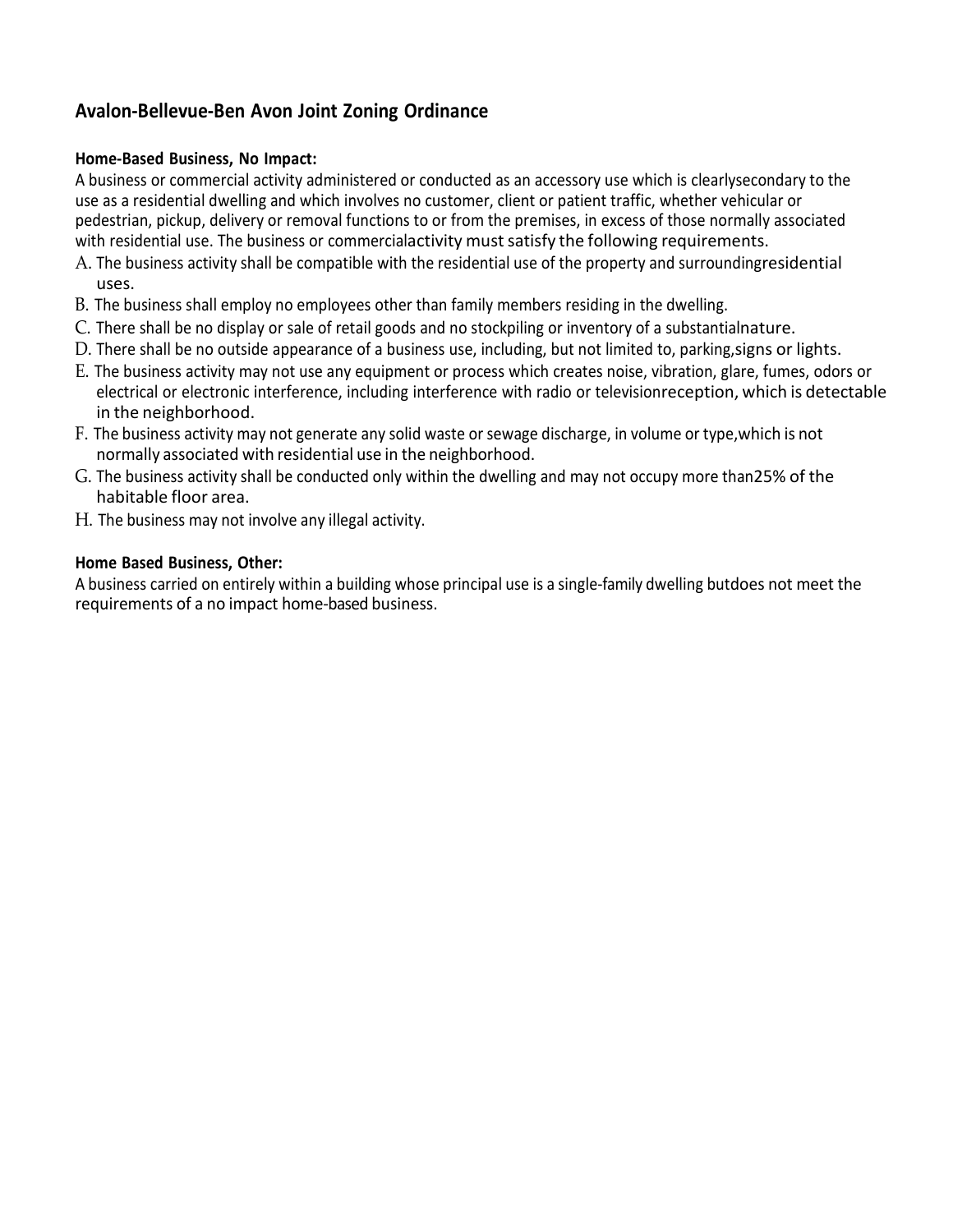## Avalon-Bellevue-Ben Avon Joint Zoning Ordinance

**Home-Based Business, No Impact:**

A business or commercial activity administered or conducted as an accessory use which is clearlysecondary to the use as a residential dwelling and which involves no customer, client or patient traffic, whether vehicular or pedestrian, pickup, delivery or removal functions to or from the premises, in excess of those normally associated with residential use. The business or commercialactivity must satisfy the following requirements.

A. The business activity shall be compatible with the residential use of the property and surroundingresidential uses.
B. The business shall employ no employees other than family members residing in the dwelling.
C. There shall be no display or sale of retail goods and no stockpiling or inventory of a substantialnature.
D. There shall be no outside appearance of a business use, including, but not limited to, parking,signs or lights.
E. The business activity may not use any equipment or process which creates noise, vibration, glare, fumes, odors or electrical or electronic interference, including interference with radio or televisionreception, which is detectable in the neighborhood.
F. The business activity may not generate any solid waste or sewage discharge, in volume or type,which is not normally associated with residential use in the neighborhood.
G. The business activity shall be conducted only within the dwelling and may not occupy more than25% of the habitable floor area.
H. The business may not involve any illegal activity.

**Home Based Business, Other:**

A business carried on entirely within a building whose principal use is a single-family dwelling butdoes not meet the requirements of a no impact home-based business.